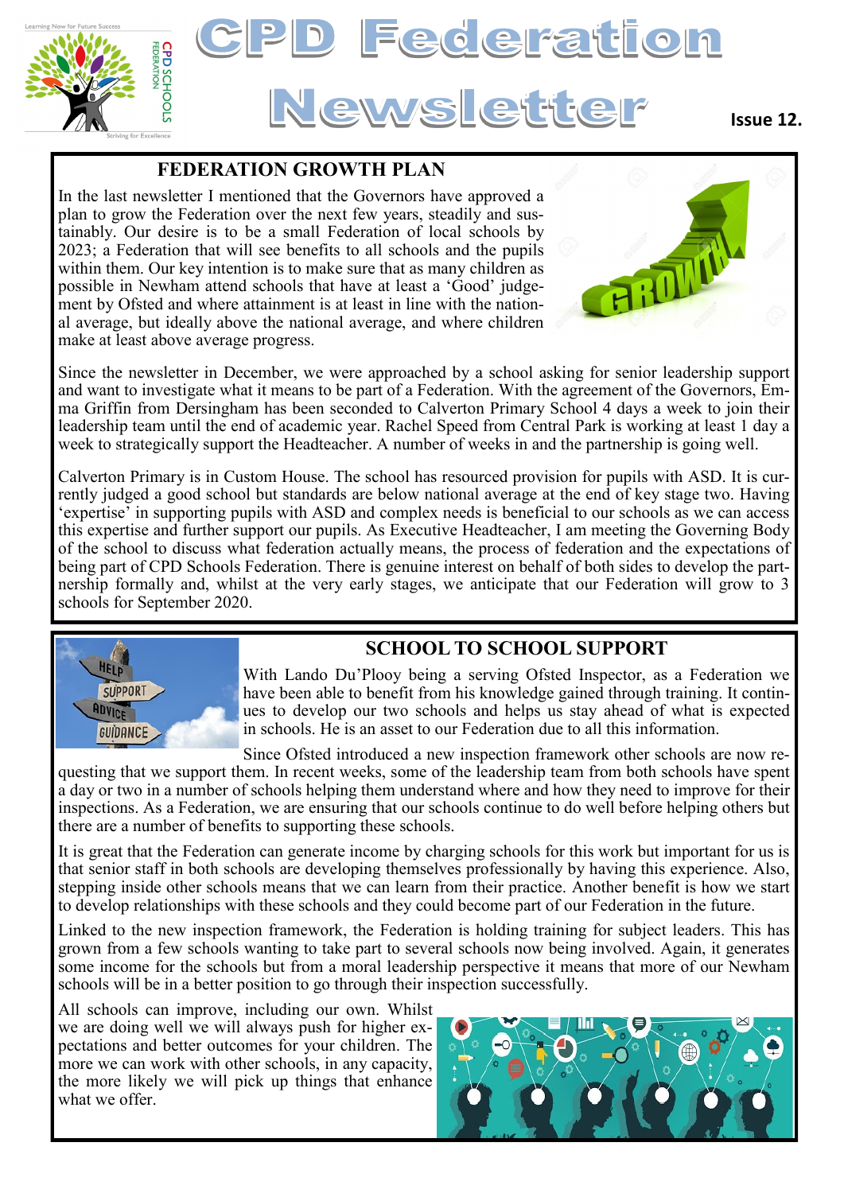# CPD Federation Newsletter

**Issue 12.**

## FEDERATION GROWTH PLAN

In the last newsletter I mentioned that the Governors have approved a plan to grow the Federation over the next few years, steadily and sustainably. Our desire is to be a small Federation of local schools by 2023; a Federation that will see benefits to all schools and the pupils within them. Our key intention is to make sure that as many children as possible in Newham attend schools that have at least a 'Good' judgement by Ofsted and where attainment is at least in line with the national average, but ideally above the national average, and where children make at least above average progress.

Since the newsletter in December, we were approached by a school asking for senior leadership support and want to investigate what it means to be part of a Federation. With the agreement of the Governors, Emma Griffin from Dersingham has been seconded to Calverton Primary School 4 days a week to join their leadership team until the end of academic year. Rachel Speed from Central Park is working at least 1 day a week to strategically support the Headteacher. A number of weeks in and the partnership is going well.

Calverton Primary is in Custom House. The school has resourced provision for pupils with ASD. It is currently judged a good school but standards are below national average at the end of key stage two. Having 'expertise' in supporting pupils with ASD and complex needs is beneficial to our schools as we can access this expertise and further support our pupils. As Executive Headteacher, I am meeting the Governing Body of the school to discuss what federation actually means, the process of federation and the expectations of being part of CPD Schools Federation. There is genuine interest on behalf of both sides to develop the partnership formally and, whilst at the very early stages, we anticipate that our Federation will grow to 3 schools for September 2020.

## SCHOOL TO SCHOOL SUPPORT

With Lando Du'Plooy being a serving Ofsted Inspector, as a Federation we have been able to benefit from his knowledge gained through training. It continues to develop our two schools and helps us stay ahead of what is expected in schools. He is an asset to our Federation due to all this information.

Since Ofsted introduced a new inspection framework other schools are now requesting that we support them. In recent weeks, some of the leadership team from both schools have spent a day or two in a number of schools helping them understand where and how they need to improve for their inspections. As a Federation, we are ensuring that our schools continue to do well before helping others but there are a number of benefits to supporting these schools.

It is great that the Federation can generate income by charging schools for this work but important for us is that senior staff in both schools are developing themselves professionally by having this experience. Also, stepping inside other schools means that we can learn from their practice. Another benefit is how we start to develop relationships with these schools and they could become part of our Federation in the future.

Linked to the new inspection framework, the Federation is holding training for subject leaders. This has grown from a few schools wanting to take part to several schools now being involved. Again, it generates some income for the schools but from a moral leadership perspective it means that more of our Newham schools will be in a better position to go through their inspection successfully.

All schools can improve, including our own. Whilst we are doing well we will always push for higher expectations and better outcomes for your children. The more we can work with other schools, in any capacity, the more likely we will pick up things that enhance what we offer.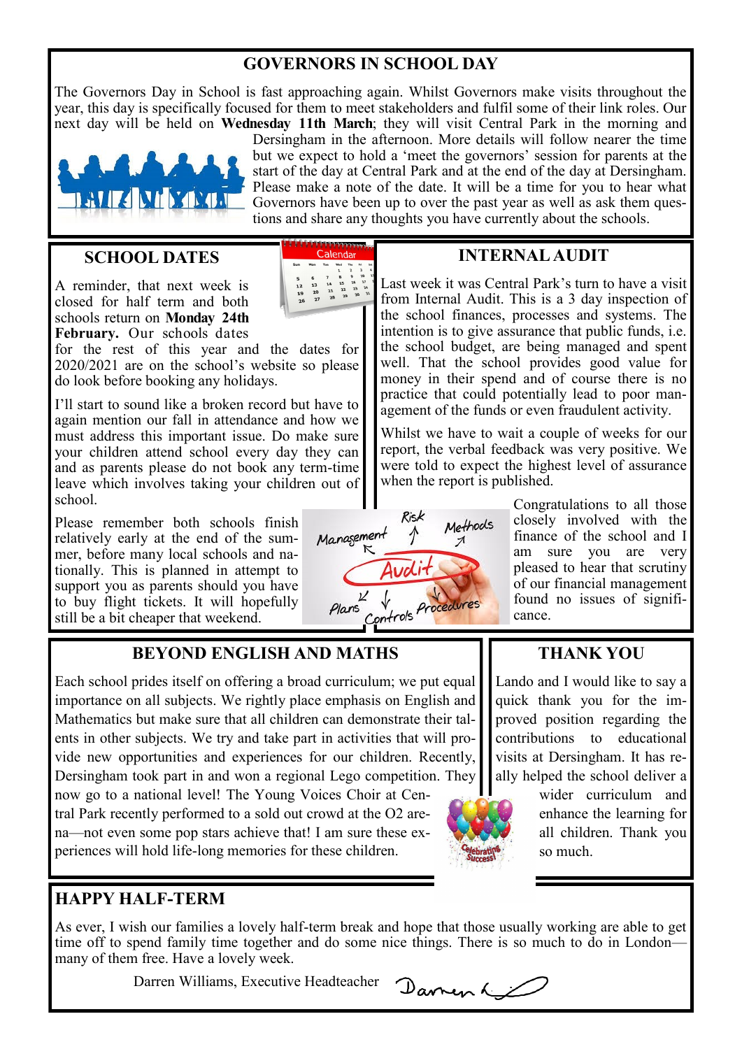## GOVERNORS IN SCHOOL DAY

The Governors Day in School is fast approaching again. Whilst Governors make visits throughout the year, this day is specifically focused for them to meet stakeholders and fulfil some of their link roles. Our next day will be held on **Wednesday 11th March**; they will visit Central Park in the morning and Dersingham in the afternoon. More details will follow nearer the time but we expect to hold a 'meet the governors' session for parents at the start of the day at Central Park and at the end of the day at Dersingham. Please make a note of the date. It will be a time for you to hear what Governors have been up to over the past year as well as ask them questions and share any thoughts you have currently about the schools.

## SCHOOL DATES

A reminder, that next week is closed for half term and both schools return on **Monday 24th February.** Our schools dates for the rest of this year and the dates for 2020/2021 are on the school's website so please do look before booking any holidays.

I'll start to sound like a broken record but have to again mention our fall in attendance and how we must address this important issue. Do make sure your children attend school every day they can and as parents please do not book any term-time leave which involves taking your children out of school.

Please remember both schools finish relatively early at the end of the summer, before many local schools and nationally. This is planned in attempt to support you as parents should you have to buy flight tickets. It will hopefully still be a bit cheaper that weekend.

## INTERNAL AUDIT

Last week it was Central Park's turn to have a visit from Internal Audit. This is a 3 day inspection of the school finances, processes and systems. The intention is to give assurance that public funds, i.e. the school budget, are being managed and spent well. That the school provides good value for money in their spend and of course there is no practice that could potentially lead to poor management of the funds or even fraudulent activity.

Whilst we have to wait a couple of weeks for our report, the verbal feedback was very positive. We were told to expect the highest level of assurance when the report is published.

Congratulations to all those closely involved with the finance of the school and I am sure you are very pleased to hear that scrutiny of our financial management found no issues of significance.

## BEYOND ENGLISH AND MATHS

Each school prides itself on offering a broad curriculum; we put equal importance on all subjects. We rightly place emphasis on English and Mathematics but make sure that all children can demonstrate their talents in other subjects. We try and take part in activities that will provide new opportunities and experiences for our children. Recently, Dersingham took part in and won a regional Lego competition. They now go to a national level! The Young Voices Choir at Central Park recently performed to a sold out crowd at the O2 arena—not even some pop stars achieve that! I am sure these experiences will hold life-long memories for these children.

## THANK YOU

Lando and I would like to say a quick thank you for the improved position regarding the contributions to educational visits at Dersingham. It has really helped the school deliver a wider curriculum and enhance the learning for all children. Thank you so much.

## HAPPY HALF-TERM

As ever, I wish our families a lovely half-term break and hope that those usually working are able to get time off to spend family time together and do some nice things. There is so much to do in London—many of them free. Have a lovely week.

Darren Williams, Executive Headteacher